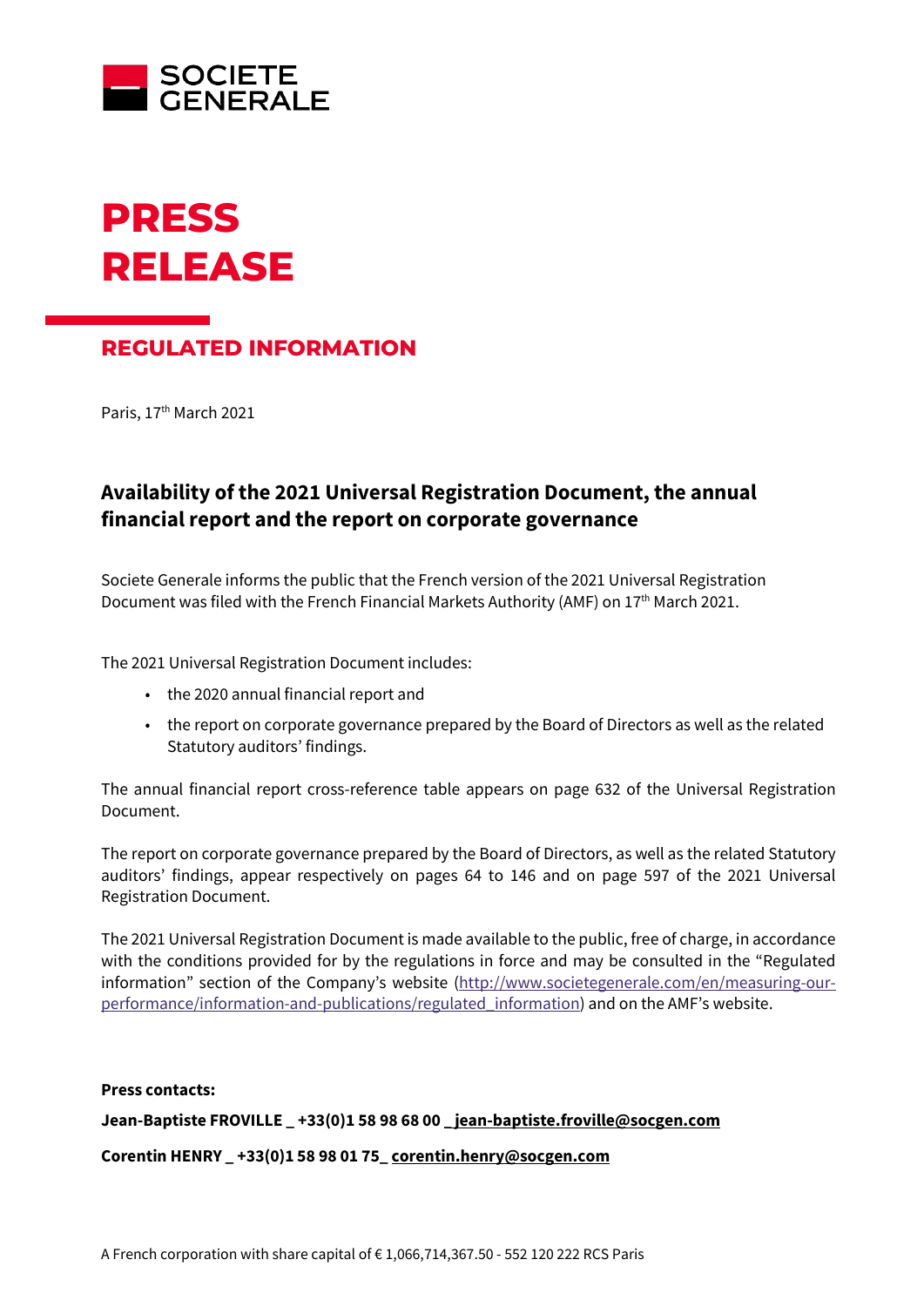SOCIETE GENERALE

# PRESS RELEASE

## REGULATED INFORMATION

Paris, 17th March 2021

### Availability of the 2021 Universal Registration Document, the annual financial report and the report on corporate governance

Societe Generale informs the public that the French version of the 2021 Universal Registration Document was filed with the French Financial Markets Authority (AMF) on 17th March 2021.

The 2021 Universal Registration Document includes:

- the 2020 annual financial report and
- the report on corporate governance prepared by the Board of Directors as well as the related Statutory auditors' findings.

The annual financial report cross-reference table appears on page 632 of the Universal Registration Document.

The report on corporate governance prepared by the Board of Directors, as well as the related Statutory auditors' findings, appear respectively on pages 64 to 146 and on page 597 of the 2021 Universal Registration Document.

The 2021 Universal Registration Document is made available to the public, free of charge, in accordance with the conditions provided for by the regulations in force and may be consulted in the "Regulated information" section of the Company's website (http://www.societegenerale.com/en/measuring-our-performance/information-and-publications/regulated_information) and on the AMF's website.

**Press contacts:**

**Jean-Baptiste FROVILLE _ +33(0)1 58 98 68 00 _ jean-baptiste.froville@socgen.com**

**Corentin HENRY _ +33(0)1 58 98 01 75_ corentin.henry@socgen.com**

A French corporation with share capital of € 1,066,714,367.50 - 552 120 222 RCS Paris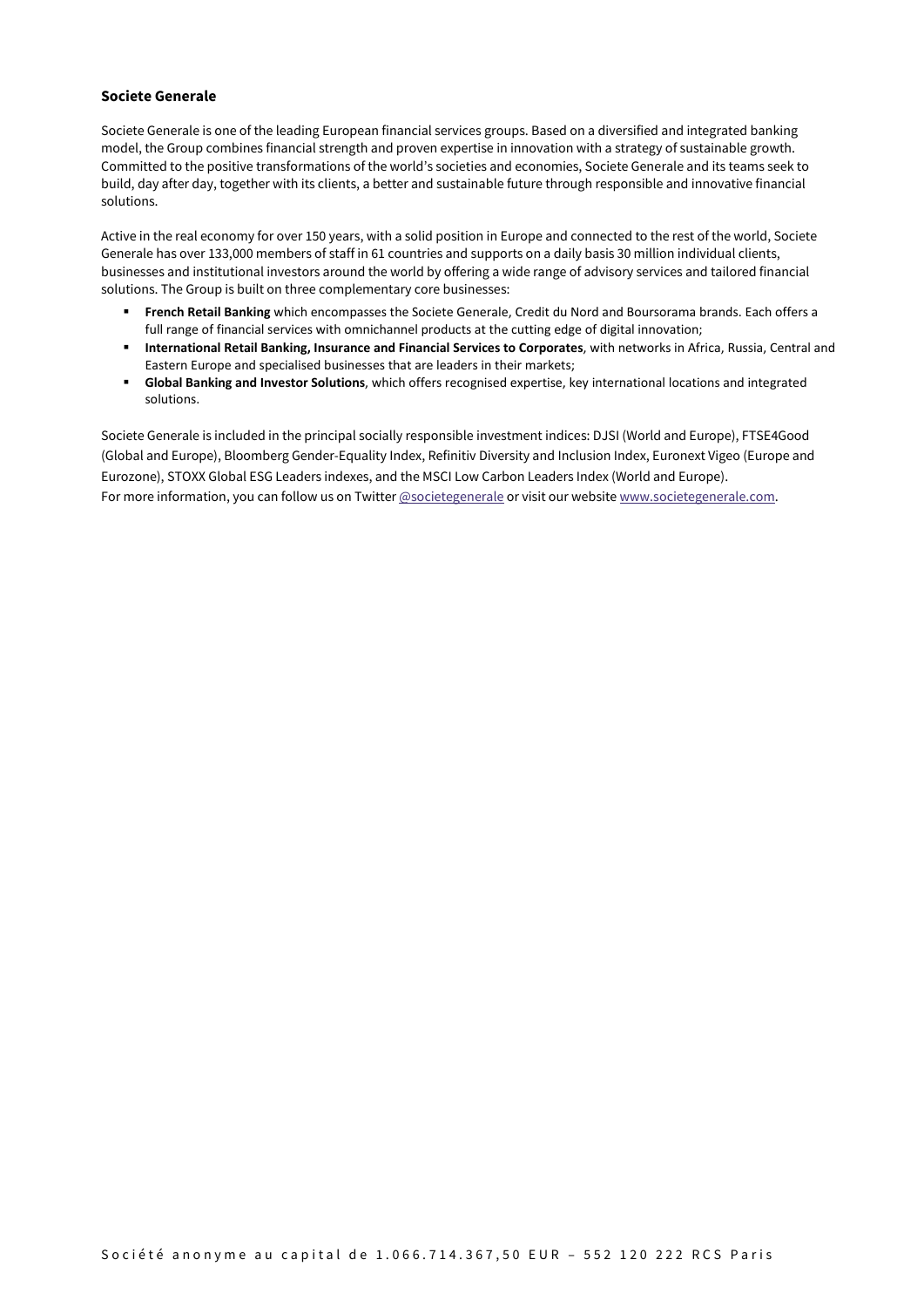### Societe Generale

Societe Generale is one of the leading European financial services groups. Based on a diversified and integrated banking model, the Group combines financial strength and proven expertise in innovation with a strategy of sustainable growth. Committed to the positive transformations of the world's societies and economies, Societe Generale and its teams seek to build, day after day, together with its clients, a better and sustainable future through responsible and innovative financial solutions.

Active in the real economy for over 150 years, with a solid position in Europe and connected to the rest of the world, Societe Generale has over 133,000 members of staff in 61 countries and supports on a daily basis 30 million individual clients, businesses and institutional investors around the world by offering a wide range of advisory services and tailored financial solutions. The Group is built on three complementary core businesses:

- **French Retail Banking** which encompasses the Societe Generale, Credit du Nord and Boursorama brands. Each offers a full range of financial services with omnichannel products at the cutting edge of digital innovation;
- **International Retail Banking, Insurance and Financial Services to Corporates**, with networks in Africa, Russia, Central and Eastern Europe and specialised businesses that are leaders in their markets;
- **Global Banking and Investor Solutions**, which offers recognised expertise, key international locations and integrated solutions.

Societe Generale is included in the principal socially responsible investment indices: DJSI (World and Europe), FTSE4Good (Global and Europe), Bloomberg Gender-Equality Index, Refinitiv Diversity and Inclusion Index, Euronext Vigeo (Europe and Eurozone), STOXX Global ESG Leaders indexes, and the MSCI Low Carbon Leaders Index (World and Europe).
For more information, you can follow us on Twitter @societegenerale or visit our website www.societegenerale.com.

Société anonyme au capital de 1.066.714.367,50 EUR – 552 120 222 RCS Paris